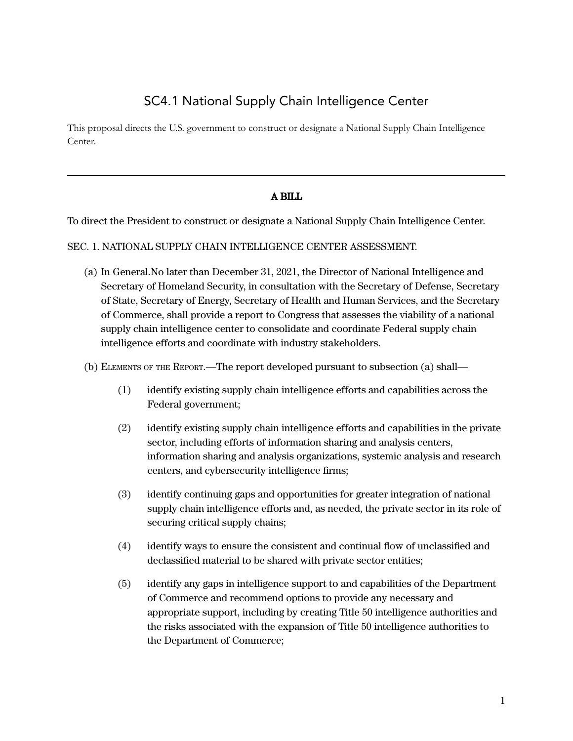# SC4.1 National Supply Chain Intelligence Center

This proposal directs the U.S. government to construct or designate a National Supply Chain Intelligence Center.

---

**A BILL**

To direct the President to construct or designate a National Supply Chain Intelligence Center.

SEC. 1. NATIONAL SUPPLY CHAIN INTELLIGENCE CENTER ASSESSMENT.

(a) In General.No later than December 31, 2021, the Director of National Intelligence and Secretary of Homeland Security, in consultation with the Secretary of Defense, Secretary of State, Secretary of Energy, Secretary of Health and Human Services, and the Secretary of Commerce, shall provide a report to Congress that assesses the viability of a national supply chain intelligence center to consolidate and coordinate Federal supply chain intelligence efforts and coordinate with industry stakeholders.

(b) Elements of the Report.—The report developed pursuant to subsection (a) shall—

(1) identify existing supply chain intelligence efforts and capabilities across the Federal government;

(2) identify existing supply chain intelligence efforts and capabilities in the private sector, including efforts of information sharing and analysis centers, information sharing and analysis organizations, systemic analysis and research centers, and cybersecurity intelligence firms;

(3) identify continuing gaps and opportunities for greater integration of national supply chain intelligence efforts and, as needed, the private sector in its role of securing critical supply chains;

(4) identify ways to ensure the consistent and continual flow of unclassified and declassified material to be shared with private sector entities;

(5) identify any gaps in intelligence support to and capabilities of the Department of Commerce and recommend options to provide any necessary and appropriate support, including by creating Title 50 intelligence authorities and the risks associated with the expansion of Title 50 intelligence authorities to the Department of Commerce;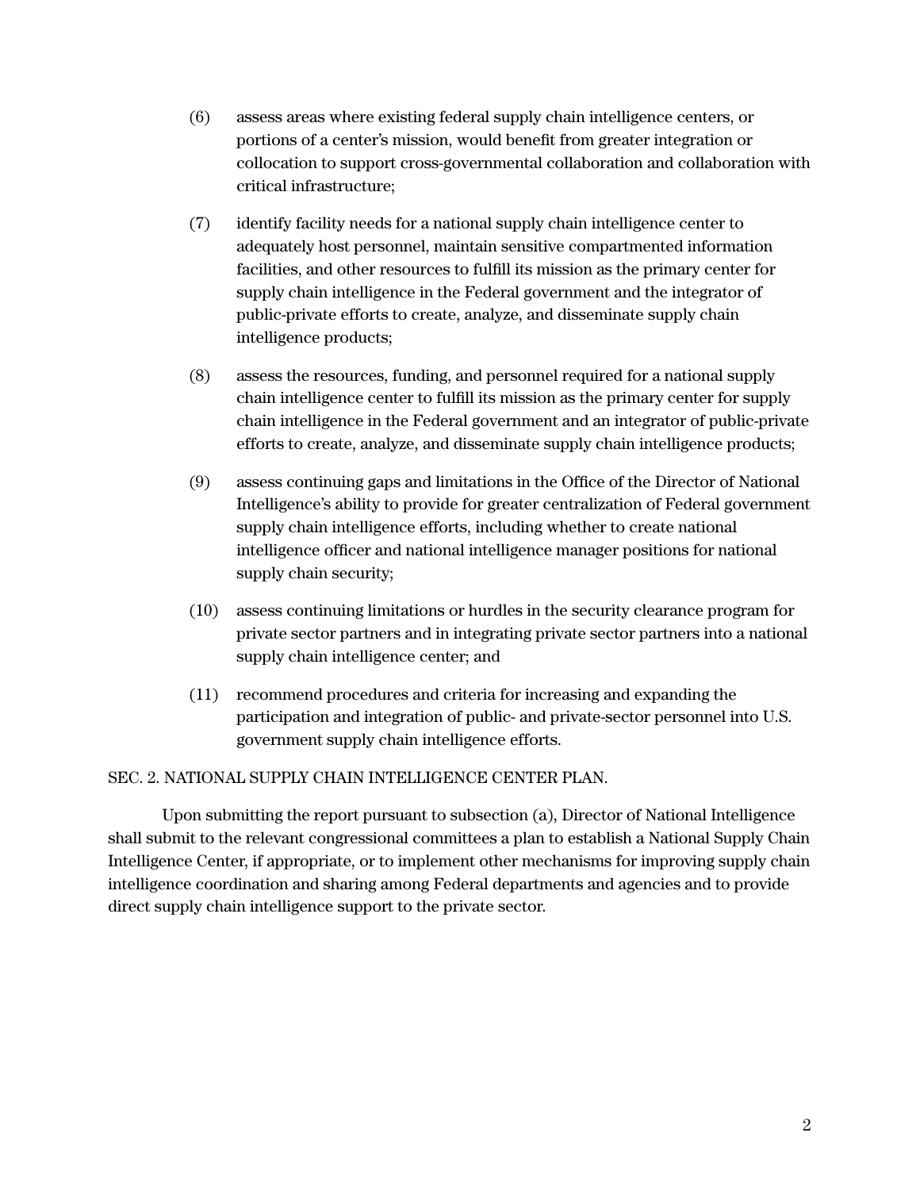(6) assess areas where existing federal supply chain intelligence centers, or portions of a center's mission, would benefit from greater integration or collocation to support cross-governmental collaboration and collaboration with critical infrastructure;

(7) identify facility needs for a national supply chain intelligence center to adequately host personnel, maintain sensitive compartmented information facilities, and other resources to fulfill its mission as the primary center for supply chain intelligence in the Federal government and the integrator of public-private efforts to create, analyze, and disseminate supply chain intelligence products;

(8) assess the resources, funding, and personnel required for a national supply chain intelligence center to fulfill its mission as the primary center for supply chain intelligence in the Federal government and an integrator of public-private efforts to create, analyze, and disseminate supply chain intelligence products;

(9) assess continuing gaps and limitations in the Office of the Director of National Intelligence's ability to provide for greater centralization of Federal government supply chain intelligence efforts, including whether to create national intelligence officer and national intelligence manager positions for national supply chain security;

(10) assess continuing limitations or hurdles in the security clearance program for private sector partners and in integrating private sector partners into a national supply chain intelligence center; and

(11) recommend procedures and criteria for increasing and expanding the participation and integration of public- and private-sector personnel into U.S. government supply chain intelligence efforts.

SEC. 2. NATIONAL SUPPLY CHAIN INTELLIGENCE CENTER PLAN.

Upon submitting the report pursuant to subsection (a), Director of National Intelligence shall submit to the relevant congressional committees a plan to establish a National Supply Chain Intelligence Center, if appropriate, or to implement other mechanisms for improving supply chain intelligence coordination and sharing among Federal departments and agencies and to provide direct supply chain intelligence support to the private sector.